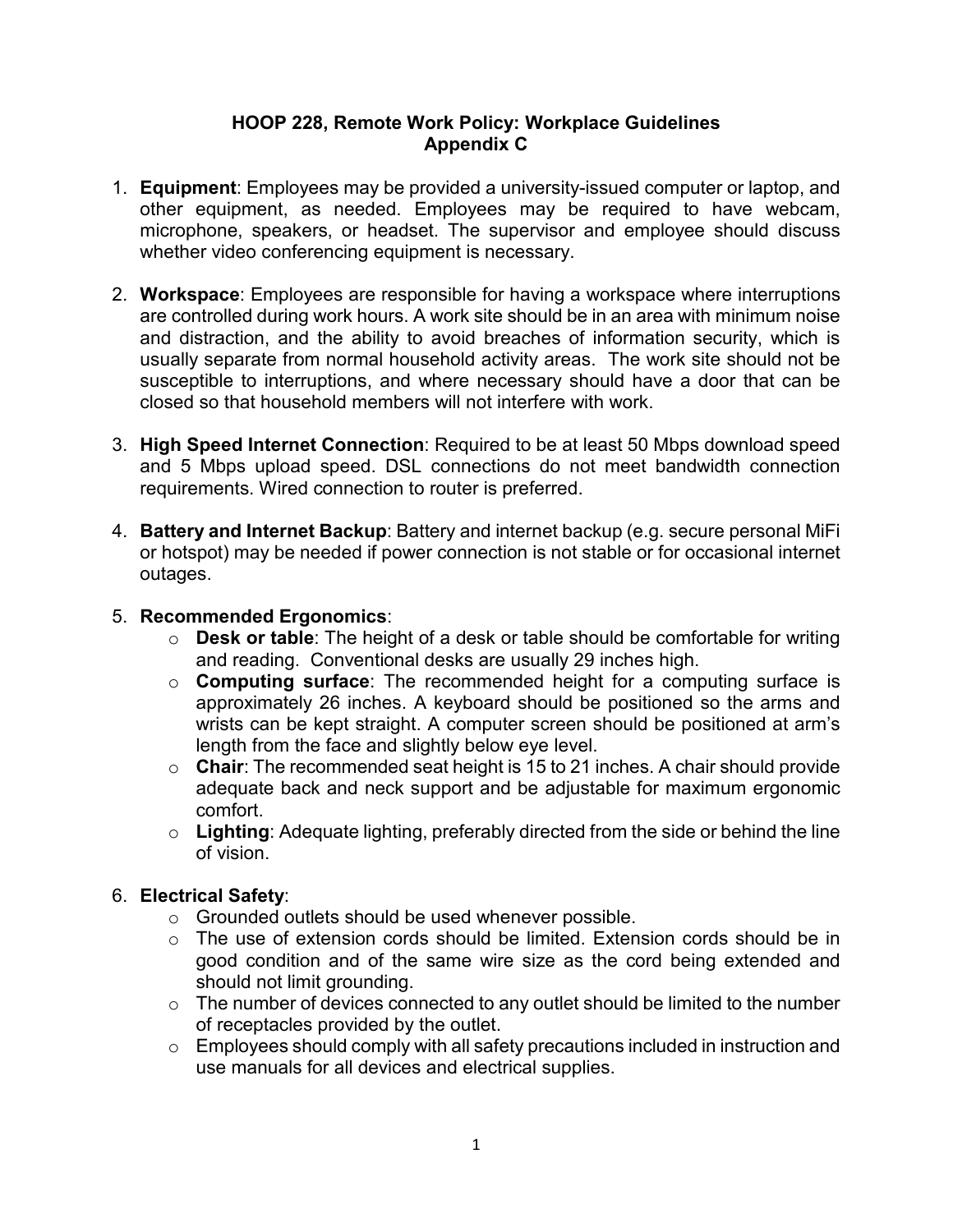# HOOP 228, Remote Work Policy: Workplace Guidelines
## Appendix C

1. **Equipment**: Employees may be provided a university-issued computer or laptop, and other equipment, as needed. Employees may be required to have webcam, microphone, speakers, or headset. The supervisor and employee should discuss whether video conferencing equipment is necessary.

2. **Workspace**: Employees are responsible for having a workspace where interruptions are controlled during work hours. A work site should be in an area with minimum noise and distraction, and the ability to avoid breaches of information security, which is usually separate from normal household activity areas. The work site should not be susceptible to interruptions, and where necessary should have a door that can be closed so that household members will not interfere with work.

3. **High Speed Internet Connection**: Required to be at least 50 Mbps download speed and 5 Mbps upload speed. DSL connections do not meet bandwidth connection requirements. Wired connection to router is preferred.

4. **Battery and Internet Backup**: Battery and internet backup (e.g. secure personal MiFi or hotspot) may be needed if power connection is not stable or for occasional internet outages.

5. **Recommended Ergonomics**:
   - **Desk or table**: The height of a desk or table should be comfortable for writing and reading. Conventional desks are usually 29 inches high.
   - **Computing surface**: The recommended height for a computing surface is approximately 26 inches. A keyboard should be positioned so the arms and wrists can be kept straight. A computer screen should be positioned at arm's length from the face and slightly below eye level.
   - **Chair**: The recommended seat height is 15 to 21 inches. A chair should provide adequate back and neck support and be adjustable for maximum ergonomic comfort.
   - **Lighting**: Adequate lighting, preferably directed from the side or behind the line of vision.

6. **Electrical Safety**:
   - Grounded outlets should be used whenever possible.
   - The use of extension cords should be limited. Extension cords should be in good condition and of the same wire size as the cord being extended and should not limit grounding.
   - The number of devices connected to any outlet should be limited to the number of receptacles provided by the outlet.
   - Employees should comply with all safety precautions included in instruction and use manuals for all devices and electrical supplies.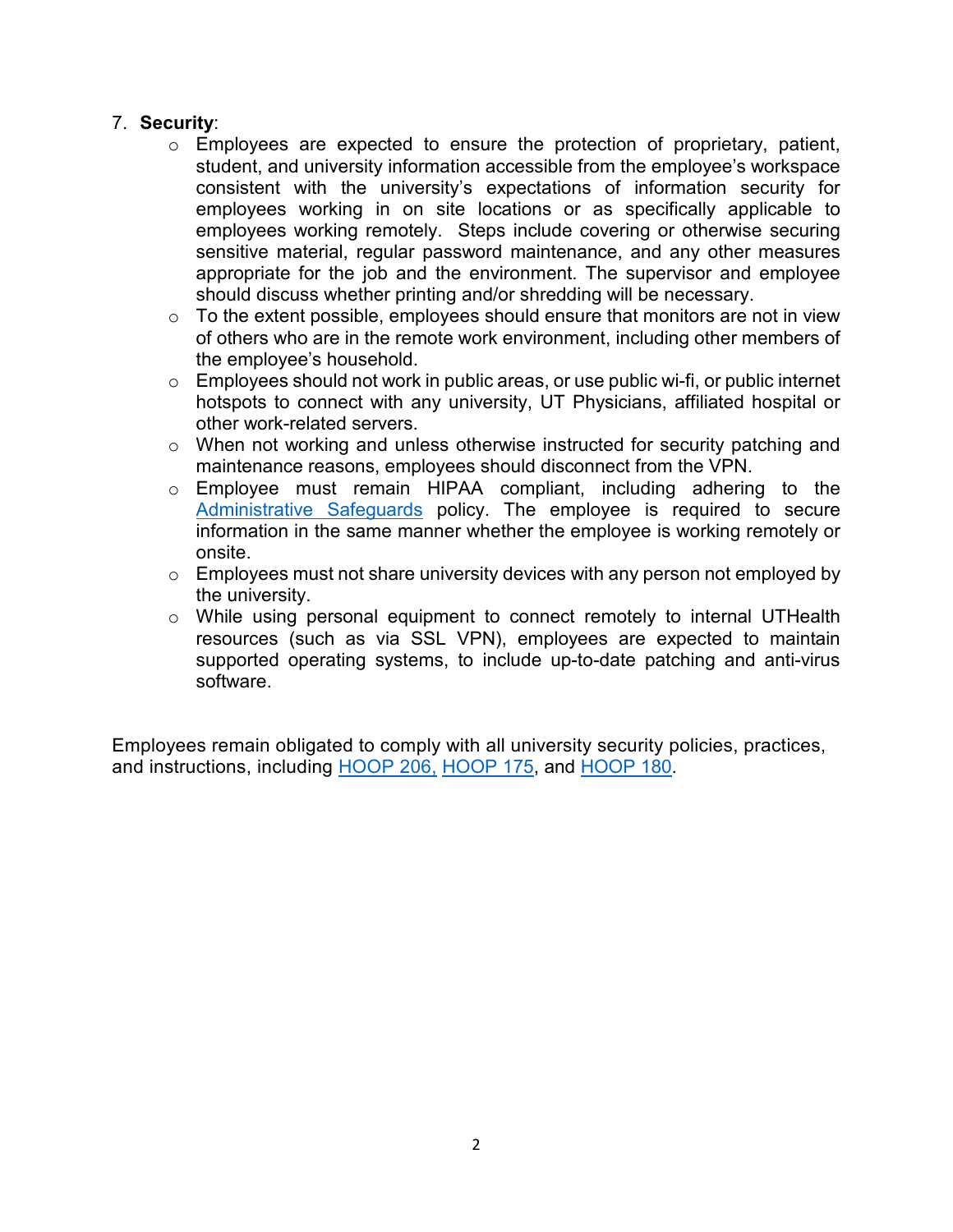7. **Security**:
    - Employees are expected to ensure the protection of proprietary, patient, student, and university information accessible from the employee's workspace consistent with the university's expectations of information security for employees working in on site locations or as specifically applicable to employees working remotely. Steps include covering or otherwise securing sensitive material, regular password maintenance, and any other measures appropriate for the job and the environment. The supervisor and employee should discuss whether printing and/or shredding will be necessary.
    - To the extent possible, employees should ensure that monitors are not in view of others who are in the remote work environment, including other members of the employee's household.
    - Employees should not work in public areas, or use public wi-fi, or public internet hotspots to connect with any university, UT Physicians, affiliated hospital or other work-related servers.
    - When not working and unless otherwise instructed for security patching and maintenance reasons, employees should disconnect from the VPN.
    - Employee must remain HIPAA compliant, including adhering to the Administrative Safeguards policy. The employee is required to secure information in the same manner whether the employee is working remotely or onsite.
    - Employees must not share university devices with any person not employed by the university.
    - While using personal equipment to connect remotely to internal UTHealth resources (such as via SSL VPN), employees are expected to maintain supported operating systems, to include up-to-date patching and anti-virus software.

Employees remain obligated to comply with all university security policies, practices, and instructions, including HOOP 206, HOOP 175, and HOOP 180.